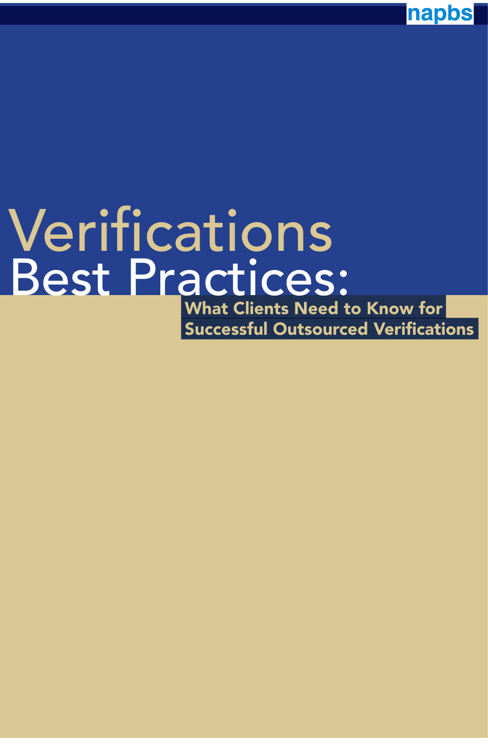napbs

# Verifications Best Practices:

## What Clients Need to Know for Successful Outsourced Verifications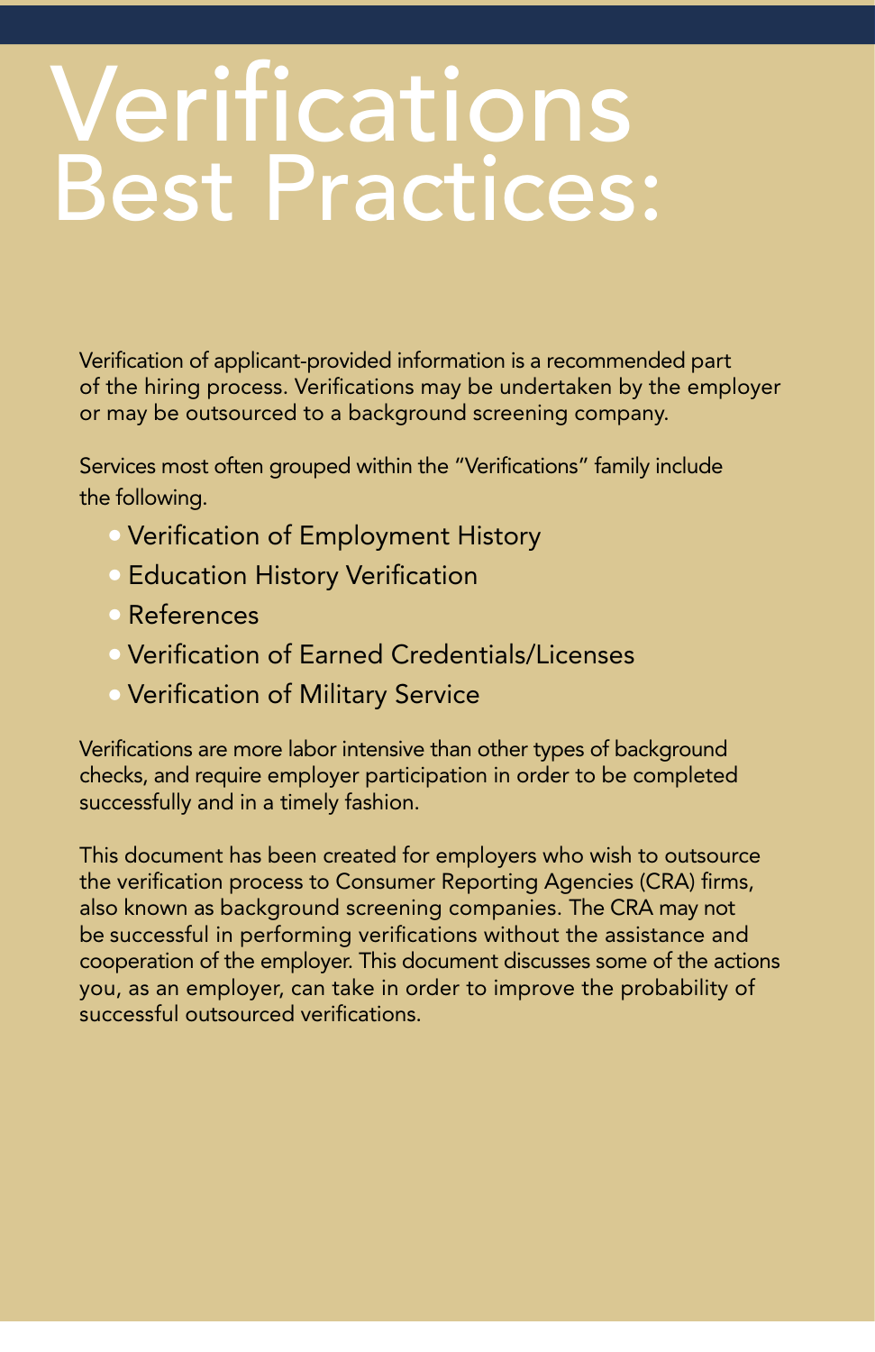# Verifications Best Practices:

Verification of applicant-provided information is a recommended part of the hiring process. Verifications may be undertaken by the employer or may be outsourced to a background screening company.

Services most often grouped within the "Verifications" family include the following.

- Verification of Employment History
- Education History Verification
- References
- Verification of Earned Credentials/Licenses
- Verification of Military Service

Verifications are more labor intensive than other types of background checks, and require employer participation in order to be completed successfully and in a timely fashion.

This document has been created for employers who wish to outsource the verification process to Consumer Reporting Agencies (CRA) firms, also known as background screening companies. The CRA may not be successful in performing verifications without the assistance and cooperation of the employer. This document discusses some of the actions you, as an employer, can take in order to improve the probability of successful outsourced verifications.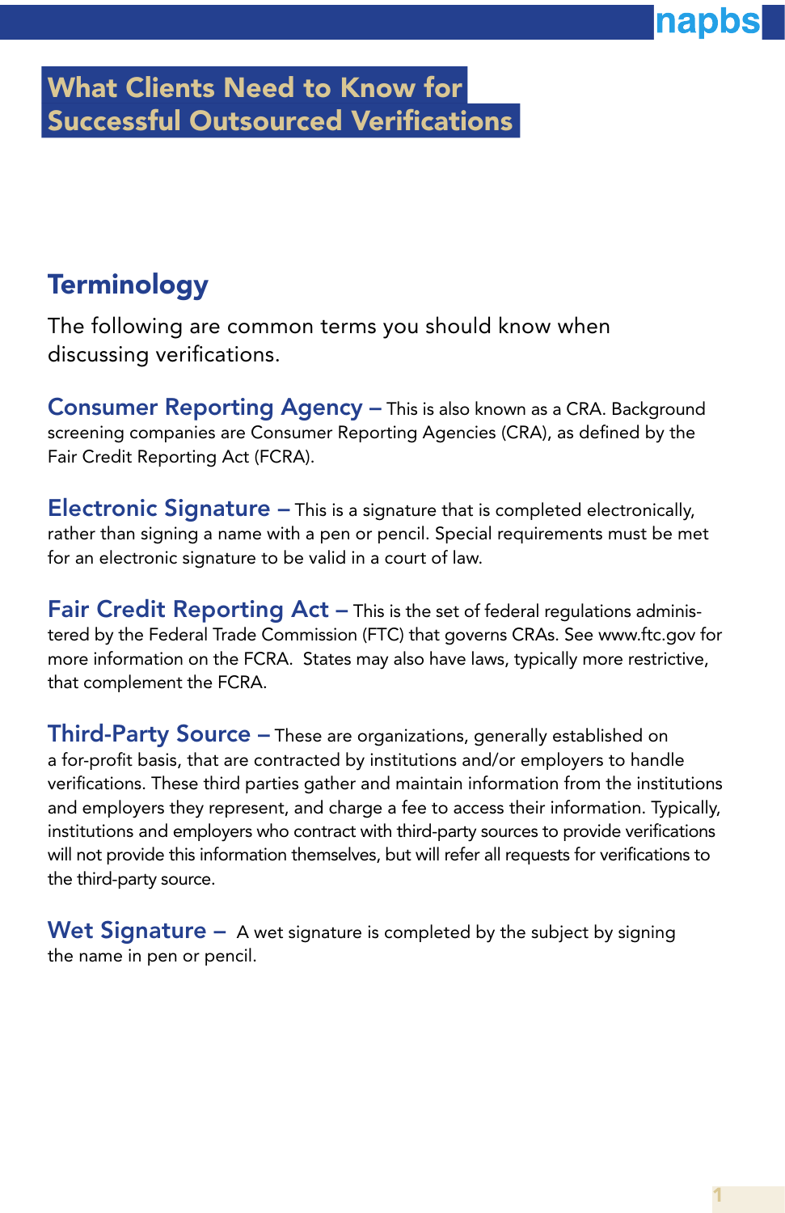# What Clients Need to Know for Successful Outsourced Verifications

## Terminology

The following are common terms you should know when discussing verifications.

**Consumer Reporting Agency –** This is also known as a CRA. Background screening companies are Consumer Reporting Agencies (CRA), as defined by the Fair Credit Reporting Act (FCRA).

**Electronic Signature –** This is a signature that is completed electronically, rather than signing a name with a pen or pencil. Special requirements must be met for an electronic signature to be valid in a court of law.

**Fair Credit Reporting Act –** This is the set of federal regulations administered by the Federal Trade Commission (FTC) that governs CRAs. See www.ftc.gov for more information on the FCRA. States may also have laws, typically more restrictive, that complement the FCRA.

**Third-Party Source –** These are organizations, generally established on a for-profit basis, that are contracted by institutions and/or employers to handle verifications. These third parties gather and maintain information from the institutions and employers they represent, and charge a fee to access their information. Typically, institutions and employers who contract with third-party sources to provide verifications will not provide this information themselves, but will refer all requests for verifications to the third-party source.

**Wet Signature –** A wet signature is completed by the subject by signing the name in pen or pencil.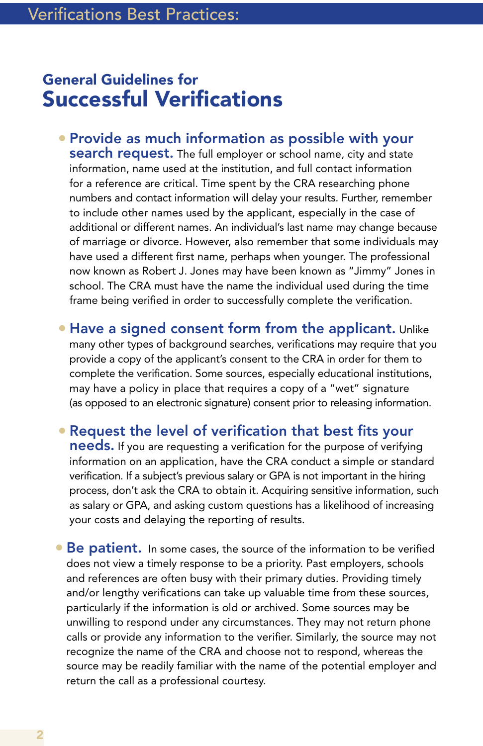## General Guidelines for Successful Verifications

- **Provide as much information as possible with your search request.** The full employer or school name, city and state information, name used at the institution, and full contact information for a reference are critical. Time spent by the CRA researching phone numbers and contact information will delay your results. Further, remember to include other names used by the applicant, especially in the case of additional or different names. An individual's last name may change because of marriage or divorce. However, also remember that some individuals may have used a different first name, perhaps when younger. The professional now known as Robert J. Jones may have been known as "Jimmy" Jones in school. The CRA must have the name the individual used during the time frame being verified in order to successfully complete the verification.

- **Have a signed consent form from the applicant.** Unlike many other types of background searches, verifications may require that you provide a copy of the applicant's consent to the CRA in order for them to complete the verification. Some sources, especially educational institutions, may have a policy in place that requires a copy of a "wet" signature (as opposed to an electronic signature) consent prior to releasing information.

- **Request the level of verification that best fits your needs.** If you are requesting a verification for the purpose of verifying information on an application, have the CRA conduct a simple or standard verification. If a subject's previous salary or GPA is not important in the hiring process, don't ask the CRA to obtain it. Acquiring sensitive information, such as salary or GPA, and asking custom questions has a likelihood of increasing your costs and delaying the reporting of results.

- **Be patient.** In some cases, the source of the information to be verified does not view a timely response to be a priority. Past employers, schools and references are often busy with their primary duties. Providing timely and/or lengthy verifications can take up valuable time from these sources, particularly if the information is old or archived. Some sources may be unwilling to respond under any circumstances. They may not return phone calls or provide any information to the verifier. Similarly, the source may not recognize the name of the CRA and choose not to respond, whereas the source may be readily familiar with the name of the potential employer and return the call as a professional courtesy.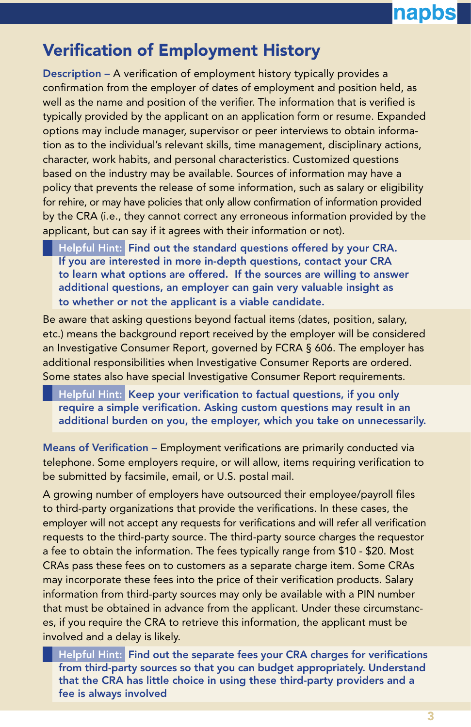# Verification of Employment History

**Description –** A verification of employment history typically provides a confirmation from the employer of dates of employment and position held, as well as the name and position of the verifier. The information that is verified is typically provided by the applicant on an application form or resume. Expanded options may include manager, supervisor or peer interviews to obtain information as to the individual's relevant skills, time management, disciplinary actions, character, work habits, and personal characteristics. Customized questions based on the industry may be available. Sources of information may have a policy that prevents the release of some information, such as salary or eligibility for rehire, or may have policies that only allow confirmation of information provided by the CRA (i.e., they cannot correct any erroneous information provided by the applicant, but can say if it agrees with their information or not).

> **Helpful Hint: Find out the standard questions offered by your CRA. If you are interested in more in-depth questions, contact your CRA to learn what options are offered. If the sources are willing to answer additional questions, an employer can gain very valuable insight as to whether or not the applicant is a viable candidate.**

Be aware that asking questions beyond factual items (dates, position, salary, etc.) means the background report received by the employer will be considered an Investigative Consumer Report, governed by FCRA § 606. The employer has additional responsibilities when Investigative Consumer Reports are ordered. Some states also have special Investigative Consumer Report requirements.

> **Helpful Hint: Keep your verification to factual questions, if you only require a simple verification. Asking custom questions may result in an additional burden on you, the employer, which you take on unnecessarily.**

**Means of Verification –** Employment verifications are primarily conducted via telephone. Some employers require, or will allow, items requiring verification to be submitted by facsimile, email, or U.S. postal mail.

A growing number of employers have outsourced their employee/payroll files to third-party organizations that provide the verifications. In these cases, the employer will not accept any requests for verifications and will refer all verification requests to the third-party source. The third-party source charges the requestor a fee to obtain the information. The fees typically range from $10 - $20. Most CRAs pass these fees on to customers as a separate charge item. Some CRAs may incorporate these fees into the price of their verification products. Salary information from third-party sources may only be available with a PIN number that must be obtained in advance from the applicant. Under these circumstances, if you require the CRA to retrieve this information, the applicant must be involved and a delay is likely.

> **Helpful Hint: Find out the separate fees your CRA charges for verifications from third-party sources so that you can budget appropriately. Understand that the CRA has little choice in using these third-party providers and a fee is always involved**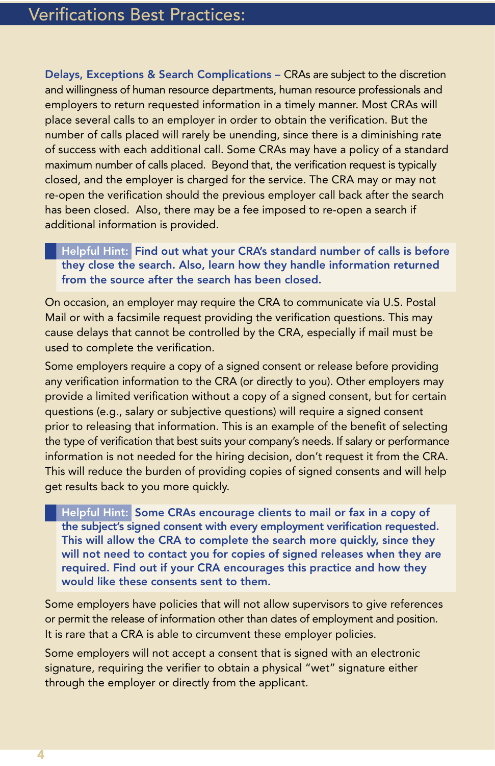## Verifications Best Practices:

**Delays, Exceptions & Search Complications –** CRAs are subject to the discretion and willingness of human resource departments, human resource professionals and employers to return requested information in a timely manner. Most CRAs will place several calls to an employer in order to obtain the verification. But the number of calls placed will rarely be unending, since there is a diminishing rate of success with each additional call. Some CRAs may have a policy of a standard maximum number of calls placed. Beyond that, the verification request is typically closed, and the employer is charged for the service. The CRA may or may not re-open the verification should the previous employer call back after the search has been closed. Also, there may be a fee imposed to re-open a search if additional information is provided.

> **Helpful Hint: Find out what your CRA's standard number of calls is before they close the search. Also, learn how they handle information returned from the source after the search has been closed.**

On occasion, an employer may require the CRA to communicate via U.S. Postal Mail or with a facsimile request providing the verification questions. This may cause delays that cannot be controlled by the CRA, especially if mail must be used to complete the verification.

Some employers require a copy of a signed consent or release before providing any verification information to the CRA (or directly to you). Other employers may provide a limited verification without a copy of a signed consent, but for certain questions (e.g., salary or subjective questions) will require a signed consent prior to releasing that information. This is an example of the benefit of selecting the type of verification that best suits your company's needs. If salary or performance information is not needed for the hiring decision, don't request it from the CRA. This will reduce the burden of providing copies of signed consents and will help get results back to you more quickly.

> **Helpful Hint: Some CRAs encourage clients to mail or fax in a copy of the subject's signed consent with every employment verification requested. This will allow the CRA to complete the search more quickly, since they will not need to contact you for copies of signed releases when they are required. Find out if your CRA encourages this practice and how they would like these consents sent to them.**

Some employers have policies that will not allow supervisors to give references or permit the release of information other than dates of employment and position. It is rare that a CRA is able to circumvent these employer policies.

Some employers will not accept a consent that is signed with an electronic signature, requiring the verifier to obtain a physical "wet" signature either through the employer or directly from the applicant.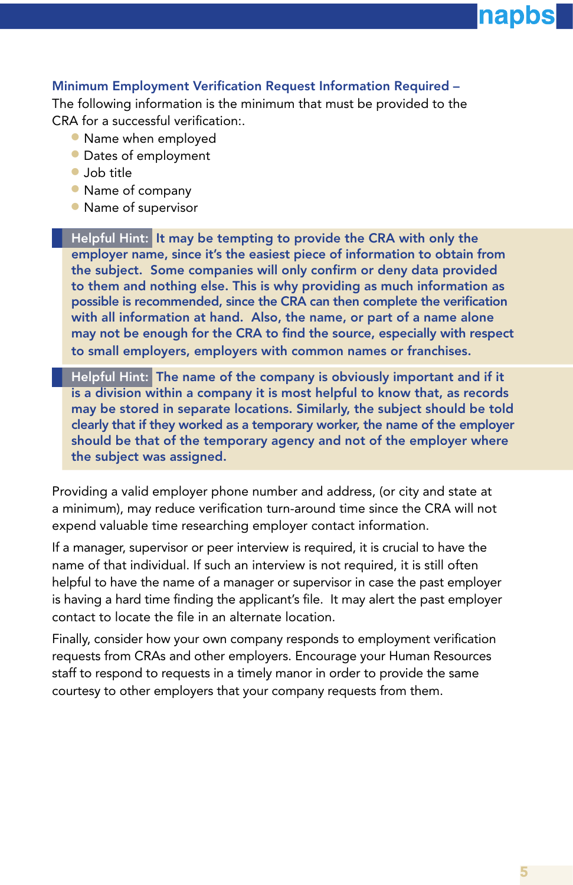### Minimum Employment Verification Request Information Required –

The following information is the minimum that must be provided to the CRA for a successful verification:.

- Name when employed
- Dates of employment
- Job title
- Name of company
- Name of supervisor

> **Helpful Hint:** It may be tempting to provide the CRA with only the employer name, since it's the easiest piece of information to obtain from the subject. Some companies will only confirm or deny data provided to them and nothing else. This is why providing as much information as possible is recommended, since the CRA can then complete the verification with all information at hand. Also, the name, or part of a name alone may not be enough for the CRA to find the source, especially with respect to small employers, employers with common names or franchises.

> **Helpful Hint:** The name of the company is obviously important and if it is a division within a company it is most helpful to know that, as records may be stored in separate locations. Similarly, the subject should be told clearly that if they worked as a temporary worker, the name of the employer should be that of the temporary agency and not of the employer where the subject was assigned.

Providing a valid employer phone number and address, (or city and state at a minimum), may reduce verification turn-around time since the CRA will not expend valuable time researching employer contact information.

If a manager, supervisor or peer interview is required, it is crucial to have the name of that individual. If such an interview is not required, it is still often helpful to have the name of a manager or supervisor in case the past employer is having a hard time finding the applicant's file. It may alert the past employer contact to locate the file in an alternate location.

Finally, consider how your own company responds to employment verification requests from CRAs and other employers. Encourage your Human Resources staff to respond to requests in a timely manor in order to provide the same courtesy to other employers that your company requests from them.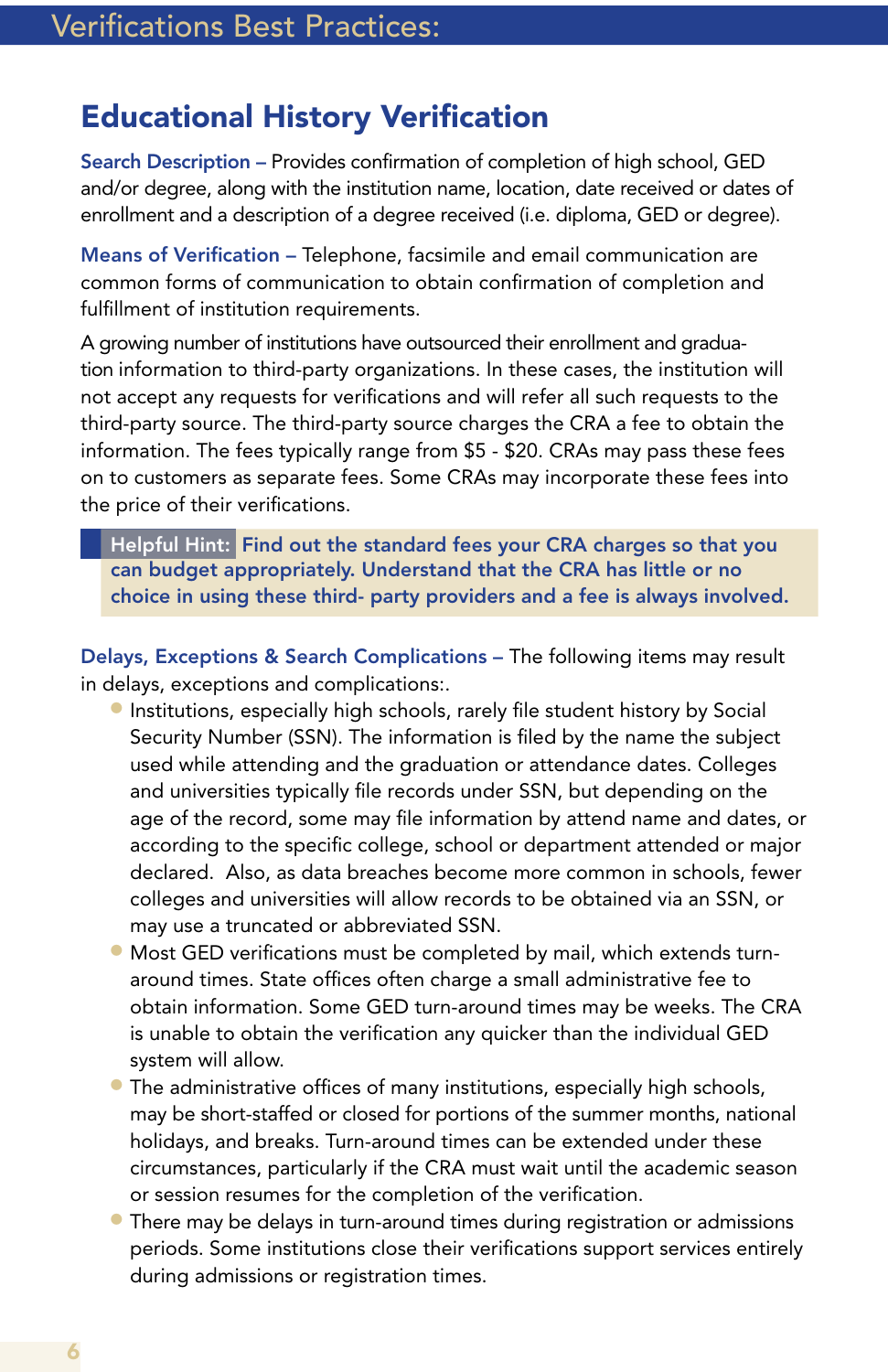## Educational History Verification

**Search Description –** Provides confirmation of completion of high school, GED and/or degree, along with the institution name, location, date received or dates of enrollment and a description of a degree received (i.e. diploma, GED or degree).

**Means of Verification –** Telephone, facsimile and email communication are common forms of communication to obtain confirmation of completion and fulfillment of institution requirements.

A growing number of institutions have outsourced their enrollment and graduation information to third-party organizations. In these cases, the institution will not accept any requests for verifications and will refer all such requests to the third-party source. The third-party source charges the CRA a fee to obtain the information. The fees typically range from $5 - $20. CRAs may pass these fees on to customers as separate fees. Some CRAs may incorporate these fees into the price of their verifications.

> **Helpful Hint:** **Find out the standard fees your CRA charges so that you can budget appropriately. Understand that the CRA has little or no choice in using these third- party providers and a fee is always involved.**

**Delays, Exceptions & Search Complications –** The following items may result in delays, exceptions and complications:.

- Institutions, especially high schools, rarely file student history by Social Security Number (SSN). The information is filed by the name the subject used while attending and the graduation or attendance dates. Colleges and universities typically file records under SSN, but depending on the age of the record, some may file information by attend name and dates, or according to the specific college, school or department attended or major declared. Also, as data breaches become more common in schools, fewer colleges and universities will allow records to be obtained via an SSN, or may use a truncated or abbreviated SSN.
- Most GED verifications must be completed by mail, which extends turn-around times. State offices often charge a small administrative fee to obtain information. Some GED turn-around times may be weeks. The CRA is unable to obtain the verification any quicker than the individual GED system will allow.
- The administrative offices of many institutions, especially high schools, may be short-staffed or closed for portions of the summer months, national holidays, and breaks. Turn-around times can be extended under these circumstances, particularly if the CRA must wait until the academic season or session resumes for the completion of the verification.
- There may be delays in turn-around times during registration or admissions periods. Some institutions close their verifications support services entirely during admissions or registration times.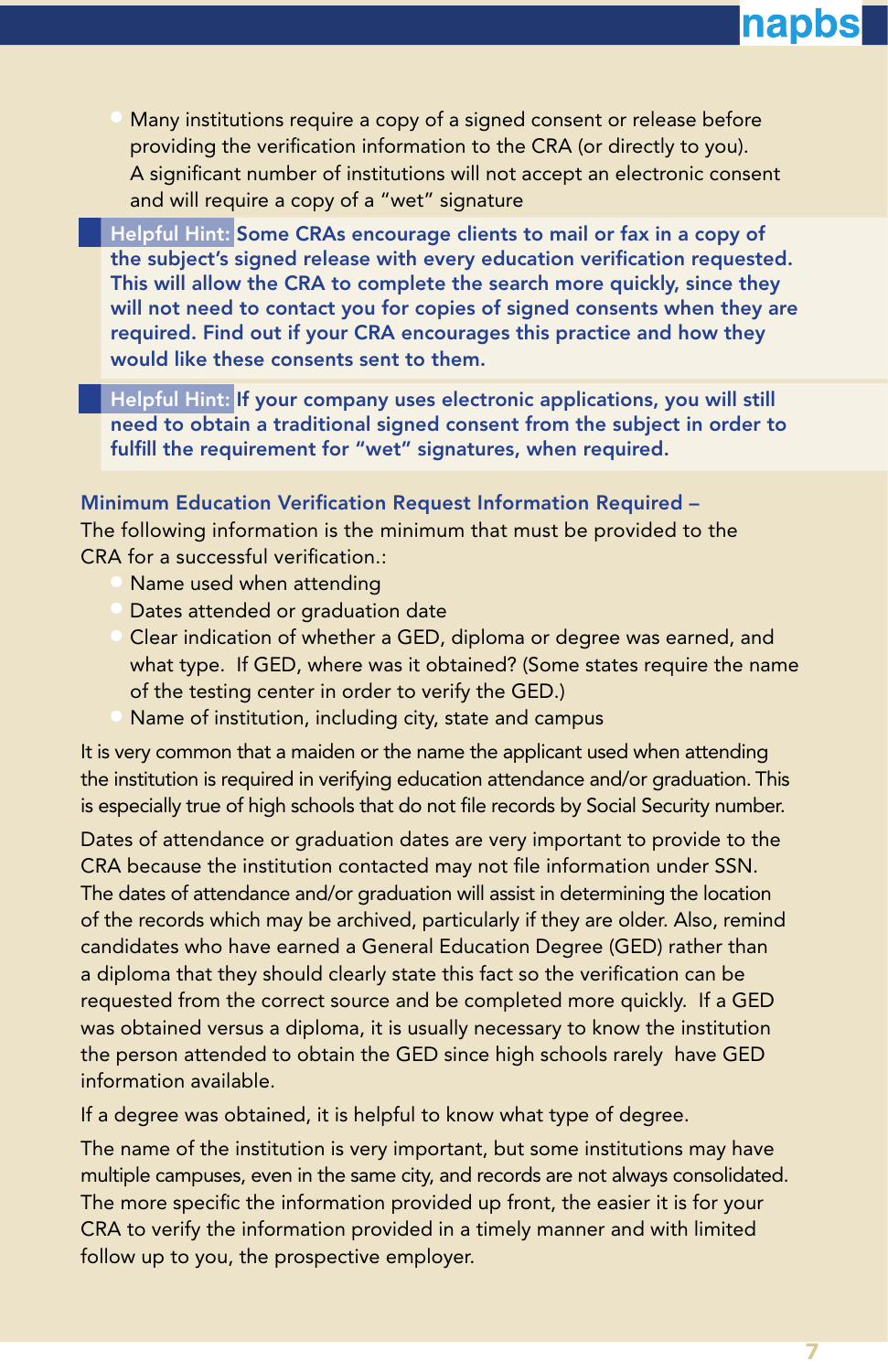- Many institutions require a copy of a signed consent or release before providing the verification information to the CRA (or directly to you). A significant number of institutions will not accept an electronic consent and will require a copy of a "wet" signature

**Helpful Hint: Some CRAs encourage clients to mail or fax in a copy of the subject's signed release with every education verification requested. This will allow the CRA to complete the search more quickly, since they will not need to contact you for copies of signed consents when they are required. Find out if your CRA encourages this practice and how they would like these consents sent to them.**

**Helpful Hint: If your company uses electronic applications, you will still need to obtain a traditional signed consent from the subject in order to fulfill the requirement for "wet" signatures, when required.**

### Minimum Education Verification Request Information Required –

The following information is the minimum that must be provided to the CRA for a successful verification.:

- Name used when attending
- Dates attended or graduation date
- Clear indication of whether a GED, diploma or degree was earned, and what type. If GED, where was it obtained? (Some states require the name of the testing center in order to verify the GED.)
- Name of institution, including city, state and campus

It is very common that a maiden or the name the applicant used when attending the institution is required in verifying education attendance and/or graduation. This is especially true of high schools that do not file records by Social Security number.

Dates of attendance or graduation dates are very important to provide to the CRA because the institution contacted may not file information under SSN. The dates of attendance and/or graduation will assist in determining the location of the records which may be archived, particularly if they are older. Also, remind candidates who have earned a General Education Degree (GED) rather than a diploma that they should clearly state this fact so the verification can be requested from the correct source and be completed more quickly. If a GED was obtained versus a diploma, it is usually necessary to know the institution the person attended to obtain the GED since high schools rarely have GED information available.

If a degree was obtained, it is helpful to know what type of degree.

The name of the institution is very important, but some institutions may have multiple campuses, even in the same city, and records are not always consolidated. The more specific the information provided up front, the easier it is for your CRA to verify the information provided in a timely manner and with limited follow up to you, the prospective employer.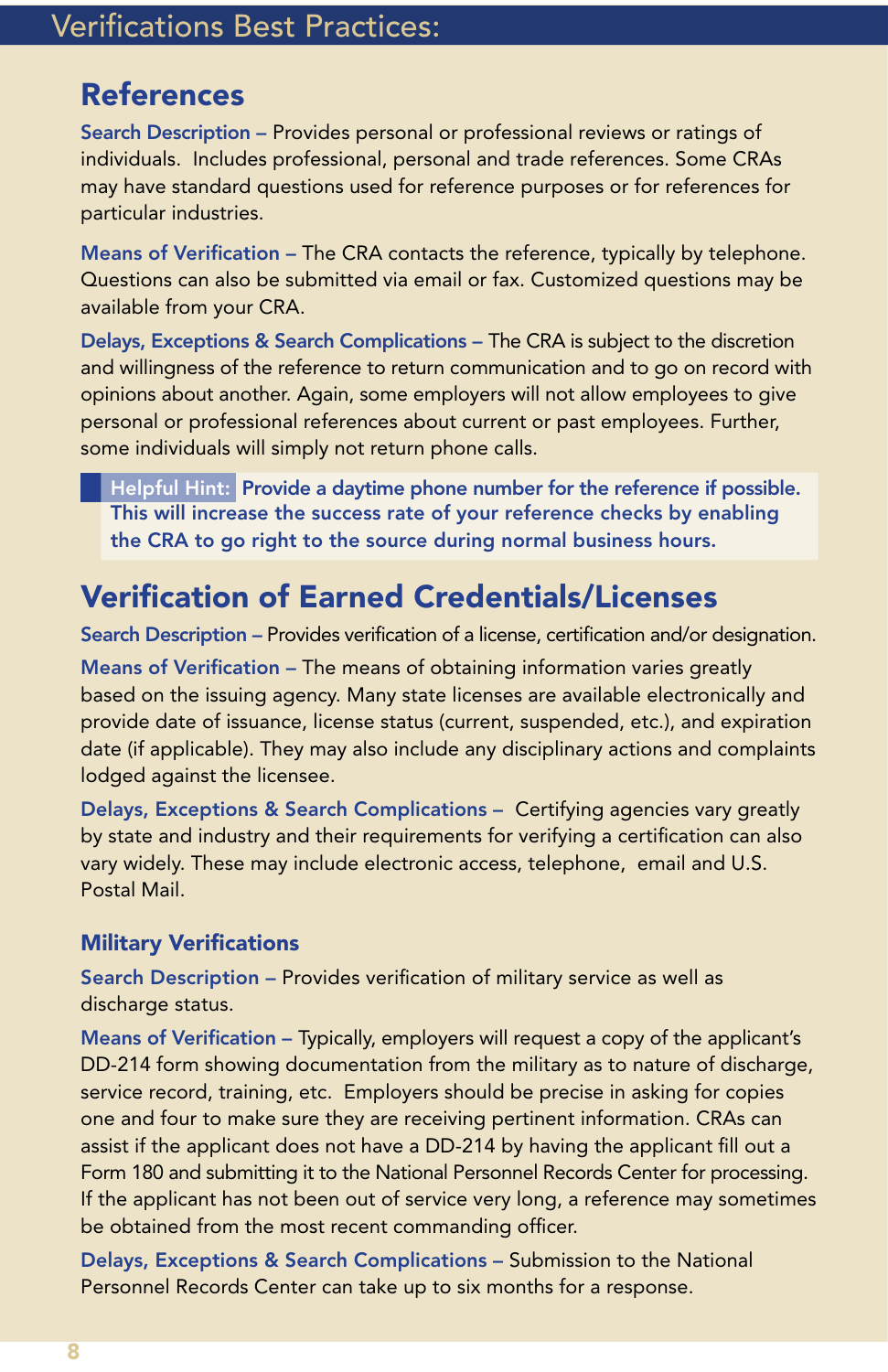# Verifications Best Practices:

## References

**Search Description –** Provides personal or professional reviews or ratings of individuals. Includes professional, personal and trade references. Some CRAs may have standard questions used for reference purposes or for references for particular industries.

**Means of Verification –** The CRA contacts the reference, typically by telephone. Questions can also be submitted via email or fax. Customized questions may be available from your CRA.

**Delays, Exceptions & Search Complications –** The CRA is subject to the discretion and willingness of the reference to return communication and to go on record with opinions about another. Again, some employers will not allow employees to give personal or professional references about current or past employees. Further, some individuals will simply not return phone calls.

> **Helpful Hint:** **Provide a daytime phone number for the reference if possible. This will increase the success rate of your reference checks by enabling the CRA to go right to the source during normal business hours.**

## Verification of Earned Credentials/Licenses

**Search Description –** Provides verification of a license, certification and/or designation.

**Means of Verification –** The means of obtaining information varies greatly based on the issuing agency. Many state licenses are available electronically and provide date of issuance, license status (current, suspended, etc.), and expiration date (if applicable). They may also include any disciplinary actions and complaints lodged against the licensee.

**Delays, Exceptions & Search Complications –** Certifying agencies vary greatly by state and industry and their requirements for verifying a certification can also vary widely. These may include electronic access, telephone, email and U.S. Postal Mail.

### Military Verifications

**Search Description –** Provides verification of military service as well as discharge status.

**Means of Verification –** Typically, employers will request a copy of the applicant's DD-214 form showing documentation from the military as to nature of discharge, service record, training, etc. Employers should be precise in asking for copies one and four to make sure they are receiving pertinent information. CRAs can assist if the applicant does not have a DD-214 by having the applicant fill out a Form 180 and submitting it to the National Personnel Records Center for processing. If the applicant has not been out of service very long, a reference may sometimes be obtained from the most recent commanding officer.

**Delays, Exceptions & Search Complications –** Submission to the National Personnel Records Center can take up to six months for a response.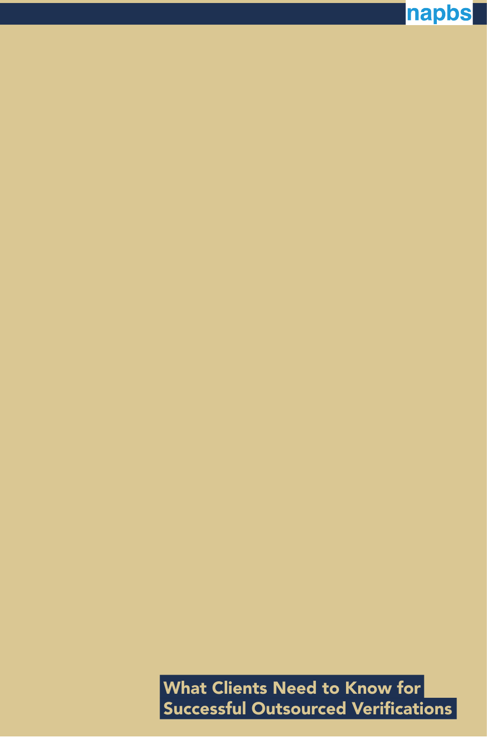napbs

What Clients Need to Know for
Successful Outsourced Verifications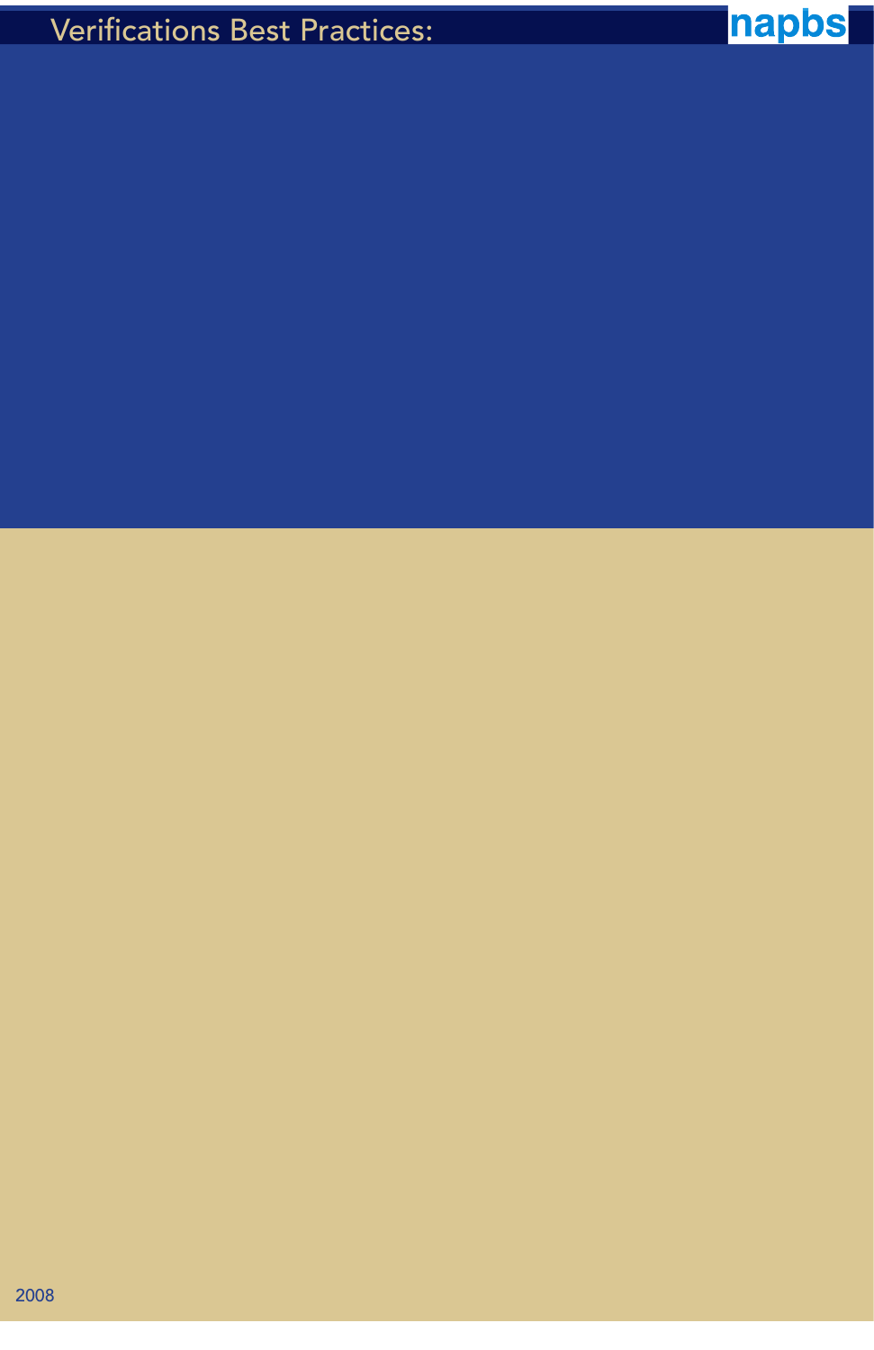# Verifications Best Practices:

napbs

2008